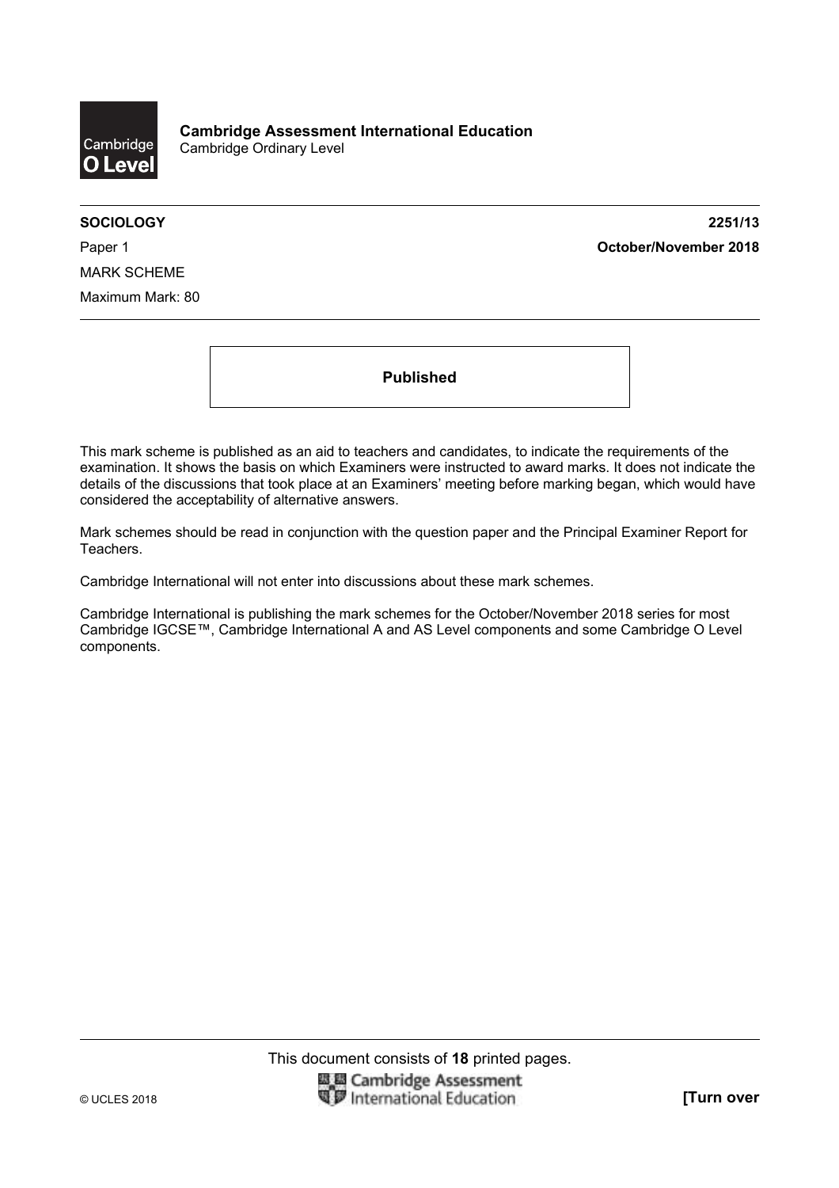**Cambridge Assessment International Education**
Cambridge Ordinary Level

**SOCIOLOGY** **2251/13**

Paper 1 **October/November 2018**

MARK SCHEME

Maximum Mark: 80

**Published**

This mark scheme is published as an aid to teachers and candidates, to indicate the requirements of the examination. It shows the basis on which Examiners were instructed to award marks. It does not indicate the details of the discussions that took place at an Examiners' meeting before marking began, which would have considered the acceptability of alternative answers.

Mark schemes should be read in conjunction with the question paper and the Principal Examiner Report for Teachers.

Cambridge International will not enter into discussions about these mark schemes.

Cambridge International is publishing the mark schemes for the October/November 2018 series for most Cambridge IGCSE™, Cambridge International A and AS Level components and some Cambridge O Level components.

This document consists of **18** printed pages.

© UCLES 2018 **[Turn over**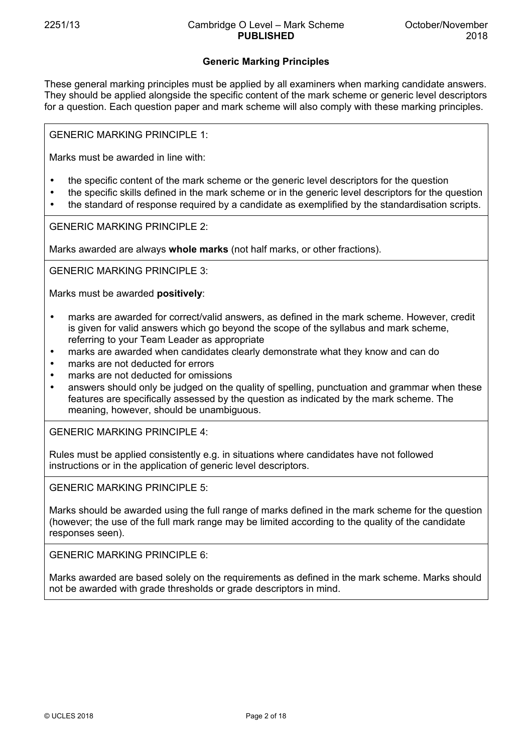## Generic Marking Principles

These general marking principles must be applied by all examiners when marking candidate answers. They should be applied alongside the specific content of the mark scheme or generic level descriptors for a question. Each question paper and mark scheme will also comply with these marking principles.

GENERIC MARKING PRINCIPLE 1:

Marks must be awarded in line with:

- the specific content of the mark scheme or the generic level descriptors for the question
- the specific skills defined in the mark scheme or in the generic level descriptors for the question
- the standard of response required by a candidate as exemplified by the standardisation scripts.

GENERIC MARKING PRINCIPLE 2:

Marks awarded are always **whole marks** (not half marks, or other fractions).

GENERIC MARKING PRINCIPLE 3:

Marks must be awarded **positively**:

- marks are awarded for correct/valid answers, as defined in the mark scheme. However, credit is given for valid answers which go beyond the scope of the syllabus and mark scheme, referring to your Team Leader as appropriate
- marks are awarded when candidates clearly demonstrate what they know and can do
- marks are not deducted for errors
- marks are not deducted for omissions
- answers should only be judged on the quality of spelling, punctuation and grammar when these features are specifically assessed by the question as indicated by the mark scheme. The meaning, however, should be unambiguous.

GENERIC MARKING PRINCIPLE 4:

Rules must be applied consistently e.g. in situations where candidates have not followed instructions or in the application of generic level descriptors.

GENERIC MARKING PRINCIPLE 5:

Marks should be awarded using the full range of marks defined in the mark scheme for the question (however; the use of the full mark range may be limited according to the quality of the candidate responses seen).

GENERIC MARKING PRINCIPLE 6:

Marks awarded are based solely on the requirements as defined in the mark scheme. Marks should not be awarded with grade thresholds or grade descriptors in mind.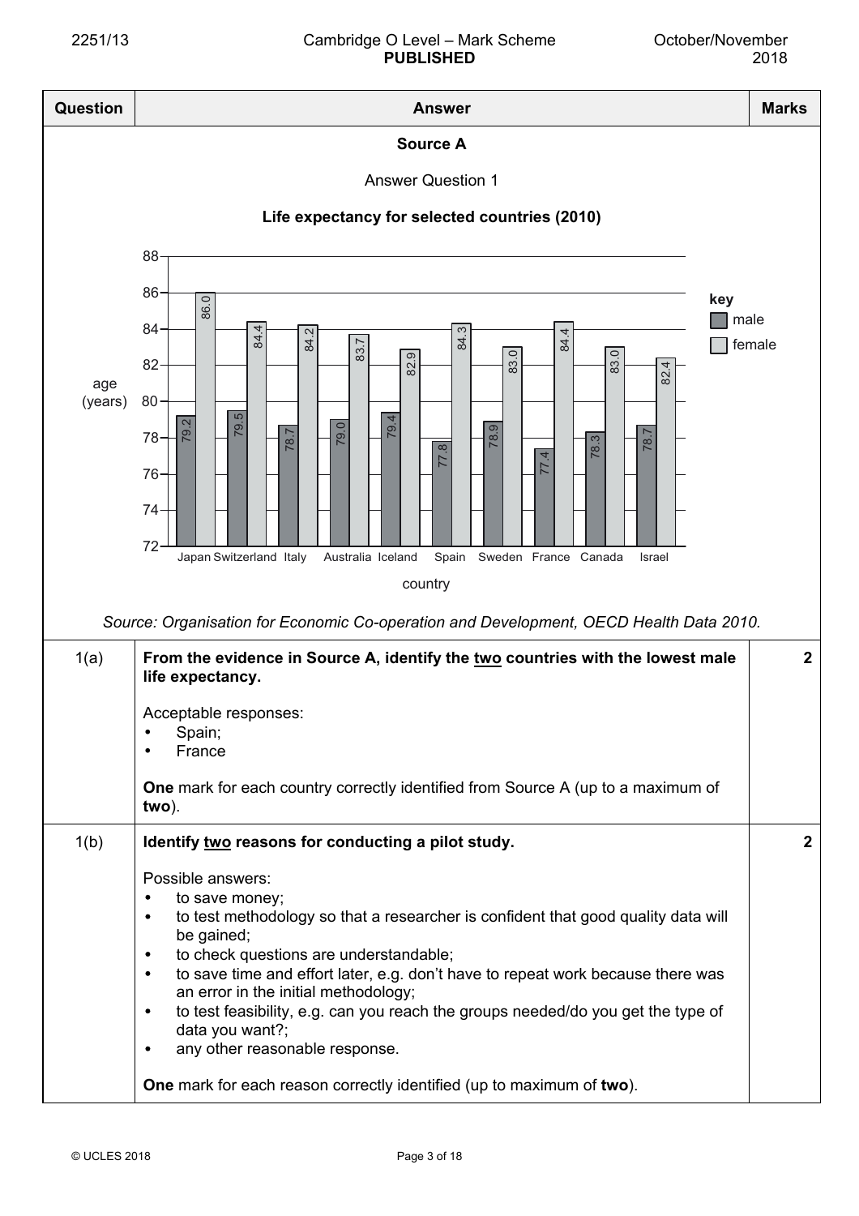| Question | Answer | Marks |
|---|---|---|
| | **Source A**<br><br>Answer Question 1<br><br>**Life expectancy for selected countries (2010)** | |

**Life expectancy for selected countries (2010)**

| country | male | female |
|---|---|---|
| Japan | 79.2 | 86.0 |
| Switzerland | 79.5 | 84.4 |
| Italy | 78.7 | 84.2 |
| Australia | 79.0 | 83.7 |
| Iceland | 79.4 | 82.9 |
| Spain | 77.8 | 84.3 |
| Sweden | 78.9 | 83.0 |
| France | 77.4 | 84.4 |
| Canada | 78.3 | 83.0 |
| Israel | 78.7 | 82.4 |

age (years)

*Source: Organisation for Economic Co-operation and Development, OECD Health Data 2010.*

| Question | Answer | Marks |
|---|---|---|
| 1(a) | **From the evidence in Source A, identify the <u>two</u> countries with the lowest male life expectancy.**<br><br>Acceptable responses:<br>• Spain;<br>• France<br><br>**One** mark for each country correctly identified from Source A (up to a maximum of **two**). | **2** |
| 1(b) | **Identify <u>two</u> reasons for conducting a pilot study.**<br><br>Possible answers:<br>• to save money;<br>• to test methodology so that a researcher is confident that good quality data will be gained;<br>• to check questions are understandable;<br>• to save time and effort later, e.g. don't have to repeat work because there was an error in the initial methodology;<br>• to test feasibility, e.g. can you reach the groups needed/do you get the type of data you want?;<br>• any other reasonable response.<br><br>**One** mark for each reason correctly identified (up to maximum of **two**). | **2** |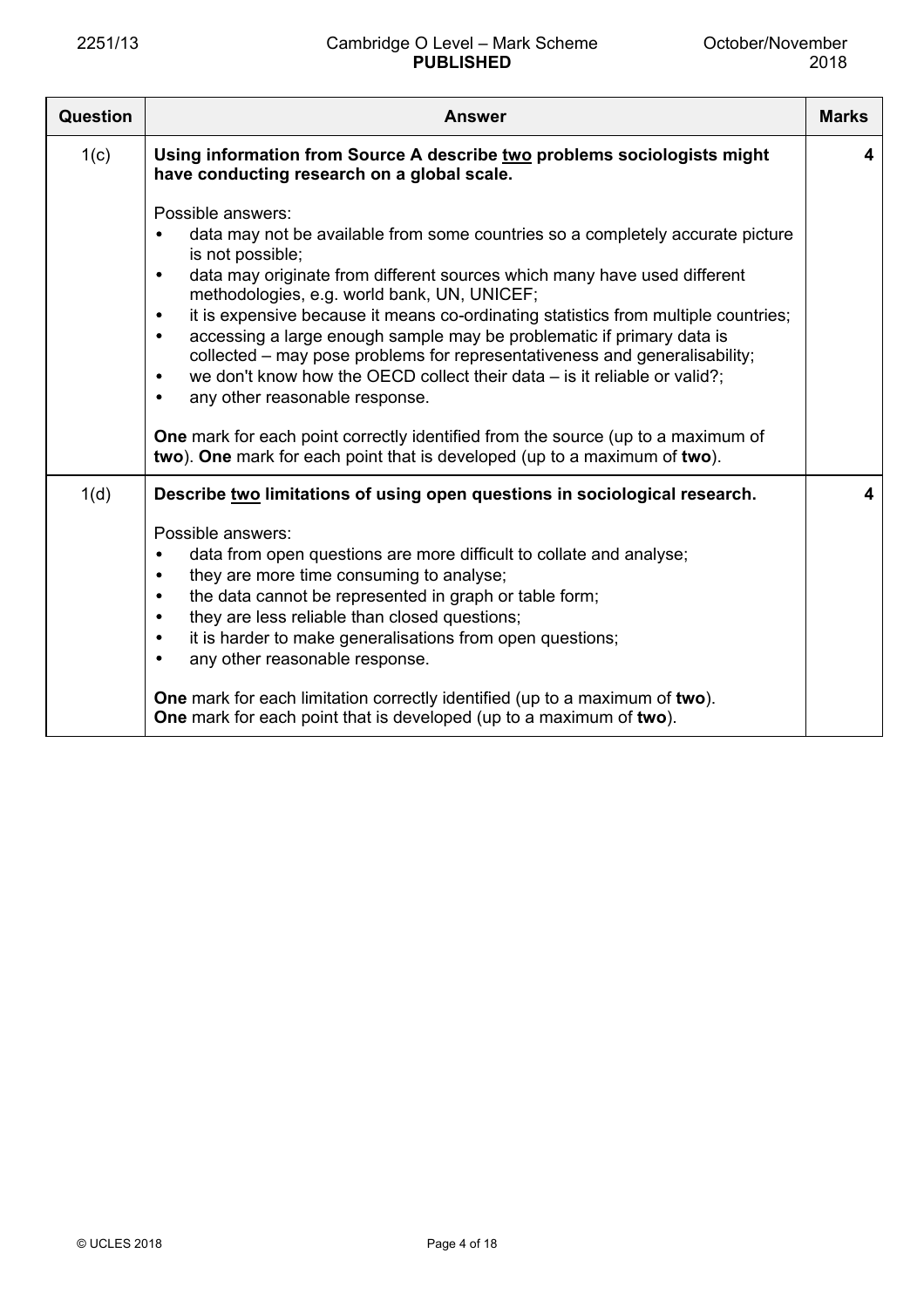| Question | Answer | Marks |
|---|---|---|
| 1(c) | **Using information from Source A describe <u>two</u> problems sociologists might have conducting research on a global scale.**<br><br>Possible answers:<br>• data may not be available from some countries so a completely accurate picture is not possible;<br>• data may originate from different sources which many have used different methodologies, e.g. world bank, UN, UNICEF;<br>• it is expensive because it means co-ordinating statistics from multiple countries;<br>• accessing a large enough sample may be problematic if primary data is collected – may pose problems for representativeness and generalisability;<br>• we don't know how the OECD collect their data – is it reliable or valid?;<br>• any other reasonable response.<br><br>**One** mark for each point correctly identified from the source (up to a maximum of **two**). **One** mark for each point that is developed (up to a maximum of **two**). | 4 |
| 1(d) | **Describe <u>two</u> limitations of using open questions in sociological research.**<br><br>Possible answers:<br>• data from open questions are more difficult to collate and analyse;<br>• they are more time consuming to analyse;<br>• the data cannot be represented in graph or table form;<br>• they are less reliable than closed questions;<br>• it is harder to make generalisations from open questions;<br>• any other reasonable response.<br><br>**One** mark for each limitation correctly identified (up to a maximum of **two**).<br>**One** mark for each point that is developed (up to a maximum of **two**). | 4 |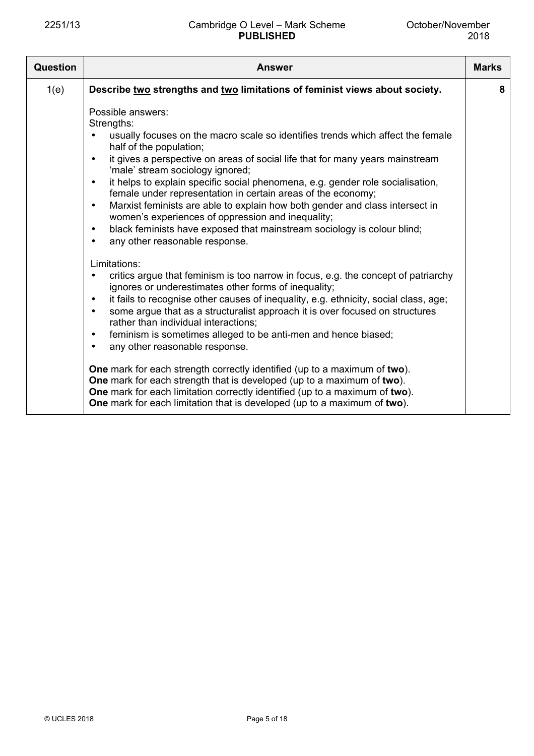| Question | Answer | Marks |
|---|---|---|
| 1(e) | **Describe <u>two</u> strengths and <u>two</u> limitations of feminist views about society.**<br><br>Possible answers:<br>Strengths:<br>• usually focuses on the macro scale so identifies trends which affect the female half of the population;<br>• it gives a perspective on areas of social life that for many years mainstream 'male' stream sociology ignored;<br>• it helps to explain specific social phenomena, e.g. gender role socialisation, female under representation in certain areas of the economy;<br>• Marxist feminists are able to explain how both gender and class intersect in women's experiences of oppression and inequality;<br>• black feminists have exposed that mainstream sociology is colour blind;<br>• any other reasonable response.<br><br>Limitations:<br>• critics argue that feminism is too narrow in focus, e.g. the concept of patriarchy ignores or underestimates other forms of inequality;<br>• it fails to recognise other causes of inequality, e.g. ethnicity, social class, age;<br>• some argue that as a structuralist approach it is over focused on structures rather than individual interactions;<br>• feminism is sometimes alleged to be anti-men and hence biased;<br>• any other reasonable response.<br><br>**One** mark for each strength correctly identified (up to a maximum of **two**).<br>**One** mark for each strength that is developed (up to a maximum of **two**).<br>**One** mark for each limitation correctly identified (up to a maximum of **two**).<br>**One** mark for each limitation that is developed (up to a maximum of **two**). | 8 |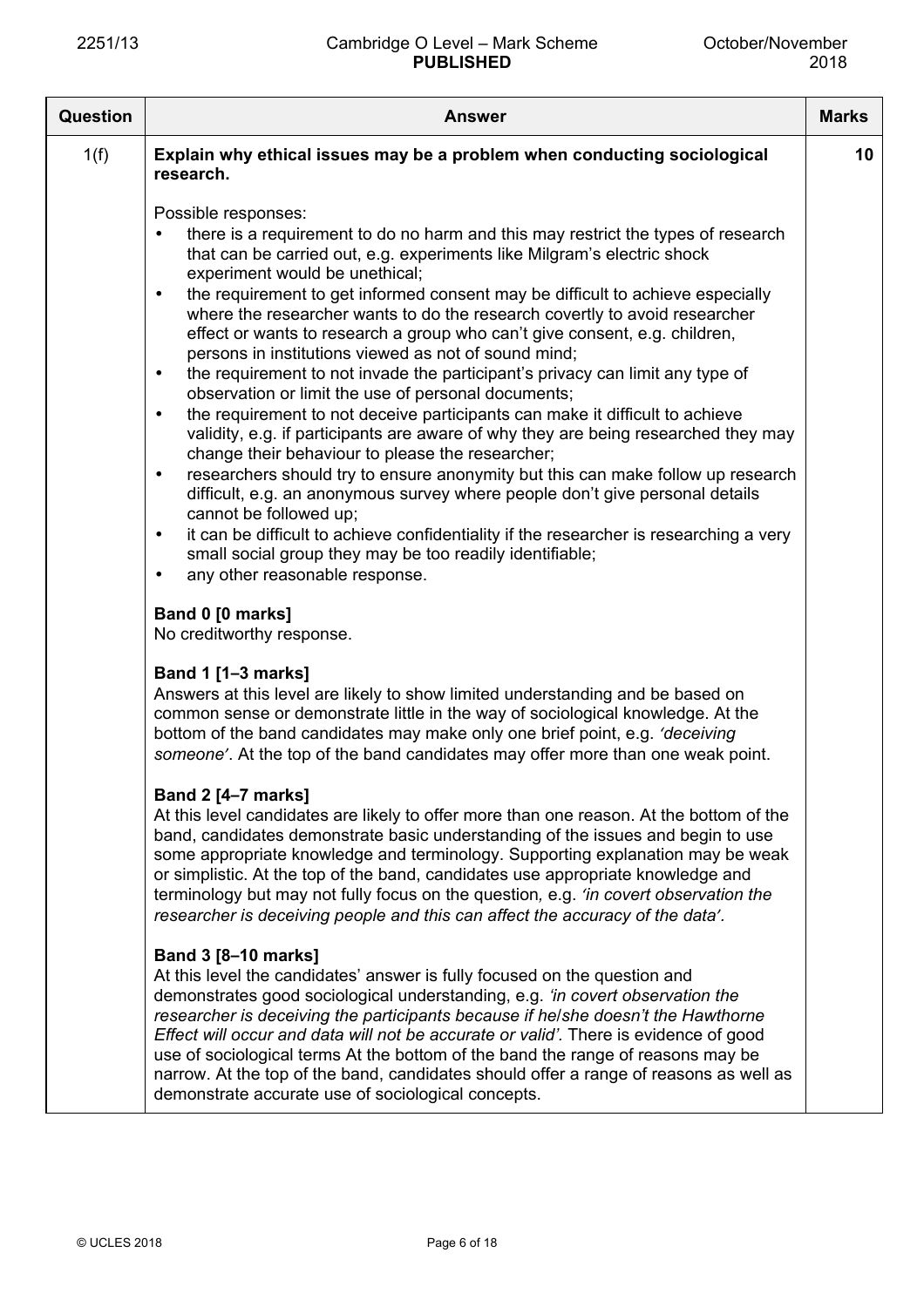| Question | Answer | Marks |
|---|---|---|
| 1(f) | **Explain why ethical issues may be a problem when conducting sociological research.**<br><br>Possible responses:<br>• there is a requirement to do no harm and this may restrict the types of research that can be carried out, e.g. experiments like Milgram's electric shock experiment would be unethical;<br>• the requirement to get informed consent may be difficult to achieve especially where the researcher wants to do the research covertly to avoid researcher effect or wants to research a group who can't give consent, e.g. children, persons in institutions viewed as not of sound mind;<br>• the requirement to not invade the participant's privacy can limit any type of observation or limit the use of personal documents;<br>• the requirement to not deceive participants can make it difficult to achieve validity, e.g. if participants are aware of why they are being researched they may change their behaviour to please the researcher;<br>• researchers should try to ensure anonymity but this can make follow up research difficult, e.g. an anonymous survey where people don't give personal details cannot be followed up;<br>• it can be difficult to achieve confidentiality if the researcher is researching a very small social group they may be too readily identifiable;<br>• any other reasonable response.<br><br>**Band 0 [0 marks]**<br>No creditworthy response.<br><br>**Band 1 [1–3 marks]**<br>Answers at this level are likely to show limited understanding and be based on common sense or demonstrate little in the way of sociological knowledge. At the bottom of the band candidates may make only one brief point, e.g. *'deceiving someone'*. At the top of the band candidates may offer more than one weak point.<br><br>**Band 2 [4–7 marks]**<br>At this level candidates are likely to offer more than one reason. At the bottom of the band, candidates demonstrate basic understanding of the issues and begin to use some appropriate knowledge and terminology. Supporting explanation may be weak or simplistic. At the top of the band, candidates use appropriate knowledge and terminology but may not fully focus on the question, e.g. *'in covert observation the researcher is deceiving people and this can affect the accuracy of the data'.*<br><br>**Band 3 [8–10 marks]**<br>At this level the candidates' answer is fully focused on the question and demonstrates good sociological understanding, e.g. *'in covert observation the researcher is deceiving the participants because if he/she doesn't the Hawthorne Effect will occur and data will not be accurate or valid'.* There is evidence of good use of sociological terms At the bottom of the band the range of reasons may be narrow. At the top of the band, candidates should offer a range of reasons as well as demonstrate accurate use of sociological concepts. | 10 |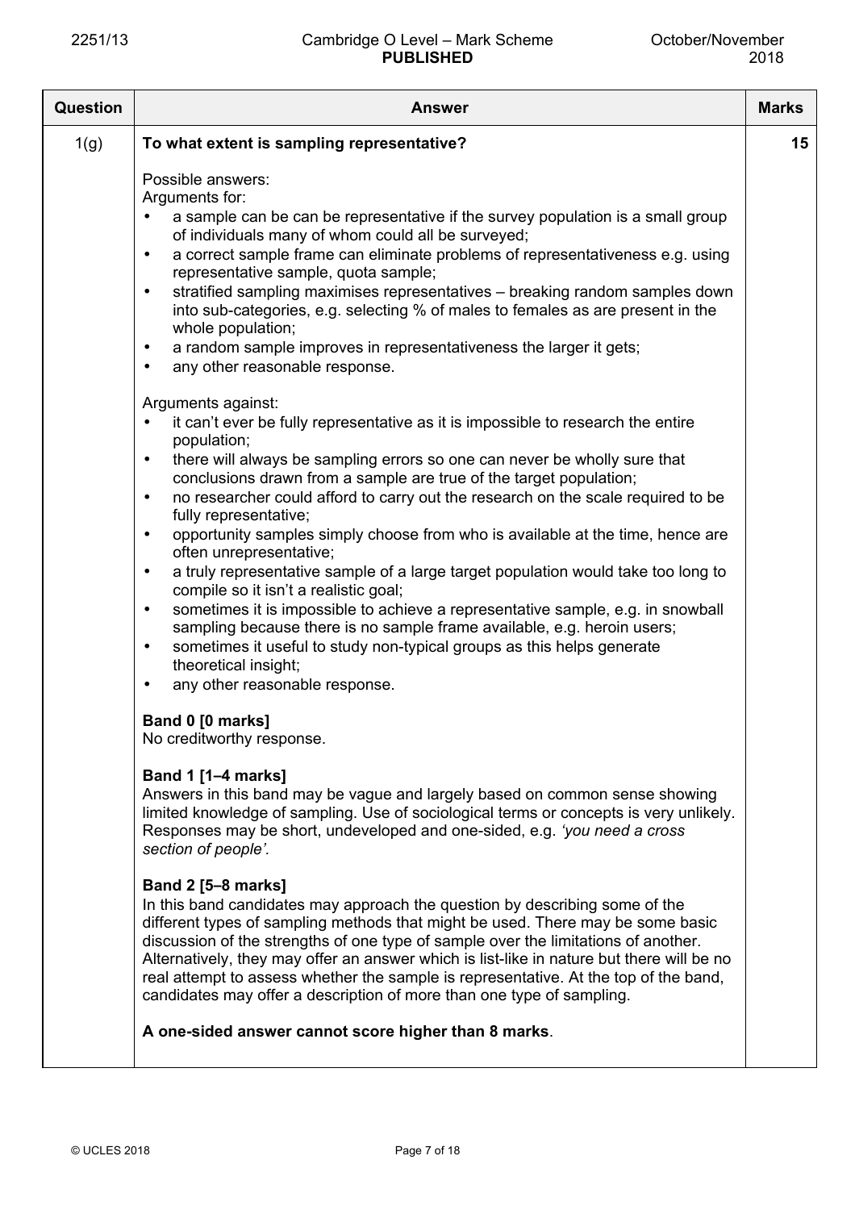| Question | Answer | Marks |
|---|---|---|
| 1(g) | **To what extent is sampling representative?**<br><br>Possible answers:<br>Arguments for:<br>• a sample can be can be representative if the survey population is a small group of individuals many of whom could all be surveyed;<br>• a correct sample frame can eliminate problems of representativeness e.g. using representative sample, quota sample;<br>• stratified sampling maximises representatives – breaking random samples down into sub-categories, e.g. selecting % of males to females as are present in the whole population;<br>• a random sample improves in representativeness the larger it gets;<br>• any other reasonable response.<br><br>Arguments against:<br>• it can't ever be fully representative as it is impossible to research the entire population;<br>• there will always be sampling errors so one can never be wholly sure that conclusions drawn from a sample are true of the target population;<br>• no researcher could afford to carry out the research on the scale required to be fully representative;<br>• opportunity samples simply choose from who is available at the time, hence are often unrepresentative;<br>• a truly representative sample of a large target population would take too long to compile so it isn't a realistic goal;<br>• sometimes it is impossible to achieve a representative sample, e.g. in snowball sampling because there is no sample frame available, e.g. heroin users;<br>• sometimes it useful to study non-typical groups as this helps generate theoretical insight;<br>• any other reasonable response.<br><br>**Band 0 [0 marks]**<br>No creditworthy response.<br><br>**Band 1 [1–4 marks]**<br>Answers in this band may be vague and largely based on common sense showing limited knowledge of sampling. Use of sociological terms or concepts is very unlikely. Responses may be short, undeveloped and one-sided, e.g. *'you need a cross section of people'.*<br><br>**Band 2 [5–8 marks]**<br>In this band candidates may approach the question by describing some of the different types of sampling methods that might be used. There may be some basic discussion of the strengths of one type of sample over the limitations of another. Alternatively, they may offer an answer which is list-like in nature but there will be no real attempt to assess whether the sample is representative. At the top of the band, candidates may offer a description of more than one type of sampling.<br><br>**A one-sided answer cannot score higher than 8 marks**. | 15 |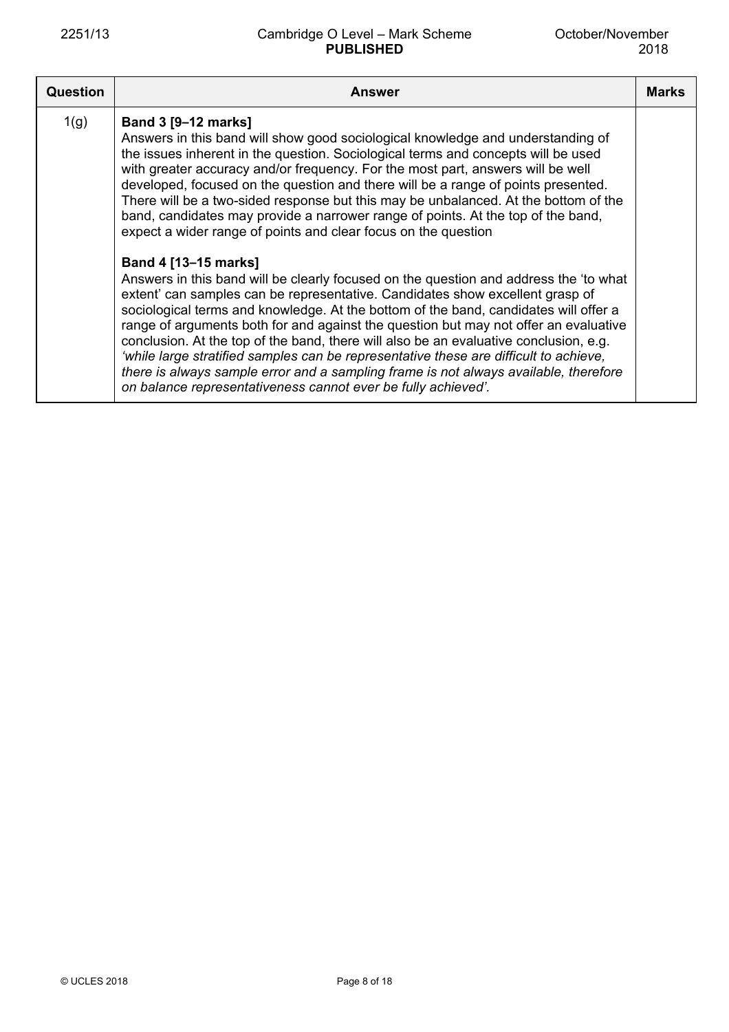| Question | Answer | Marks |
|---|---|---|
| 1(g) | **Band 3 [9–12 marks]**<br>Answers in this band will show good sociological knowledge and understanding of the issues inherent in the question. Sociological terms and concepts will be used with greater accuracy and/or frequency. For the most part, answers will be well developed, focused on the question and there will be a range of points presented. There will be a two-sided response but this may be unbalanced. At the bottom of the band, candidates may provide a narrower range of points. At the top of the band, expect a wider range of points and clear focus on the question<br><br>**Band 4 [13–15 marks]**<br>Answers in this band will be clearly focused on the question and address the 'to what extent' can samples can be representative. Candidates show excellent grasp of sociological terms and knowledge. At the bottom of the band, candidates will offer a range of arguments both for and against the question but may not offer an evaluative conclusion. At the top of the band, there will also be an evaluative conclusion, e.g. *'while large stratified samples can be representative these are difficult to achieve, there is always sample error and a sampling frame is not always available, therefore on balance representativeness cannot ever be fully achieved'.* | |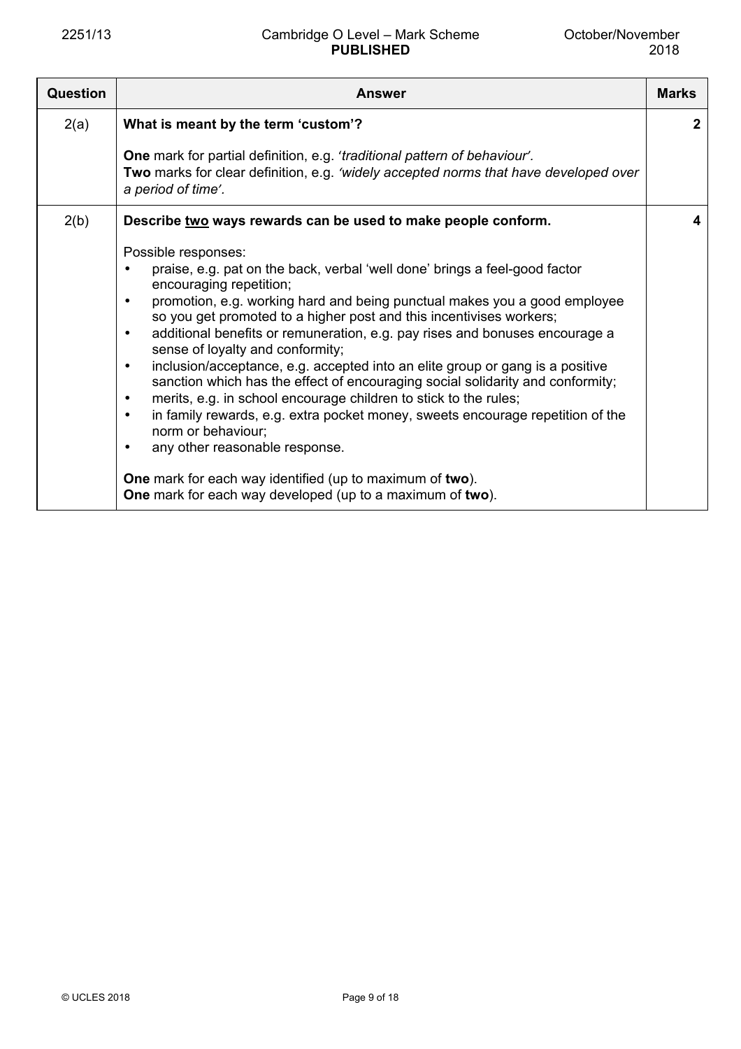| Question | Answer | Marks |
|---|---|---|
| 2(a) | **What is meant by the term 'custom'?**<br><br>**One** mark for partial definition, e.g. '*traditional pattern of behaviour*'.<br>**Two** marks for clear definition, e.g. *'widely accepted norms that have developed over a period of time'*. | **2** |
| 2(b) | **Describe <u>two</u> ways rewards can be used to make people conform.**<br><br>Possible responses:<br>• praise, e.g. pat on the back, verbal 'well done' brings a feel-good factor encouraging repetition;<br>• promotion, e.g. working hard and being punctual makes you a good employee so you get promoted to a higher post and this incentivises workers;<br>• additional benefits or remuneration, e.g. pay rises and bonuses encourage a sense of loyalty and conformity;<br>• inclusion/acceptance, e.g. accepted into an elite group or gang is a positive sanction which has the effect of encouraging social solidarity and conformity;<br>• merits, e.g. in school encourage children to stick to the rules;<br>• in family rewards, e.g. extra pocket money, sweets encourage repetition of the norm or behaviour;<br>• any other reasonable response.<br><br>**One** mark for each way identified (up to maximum of **two**).<br>**One** mark for each way developed (up to a maximum of **two**). | **4** |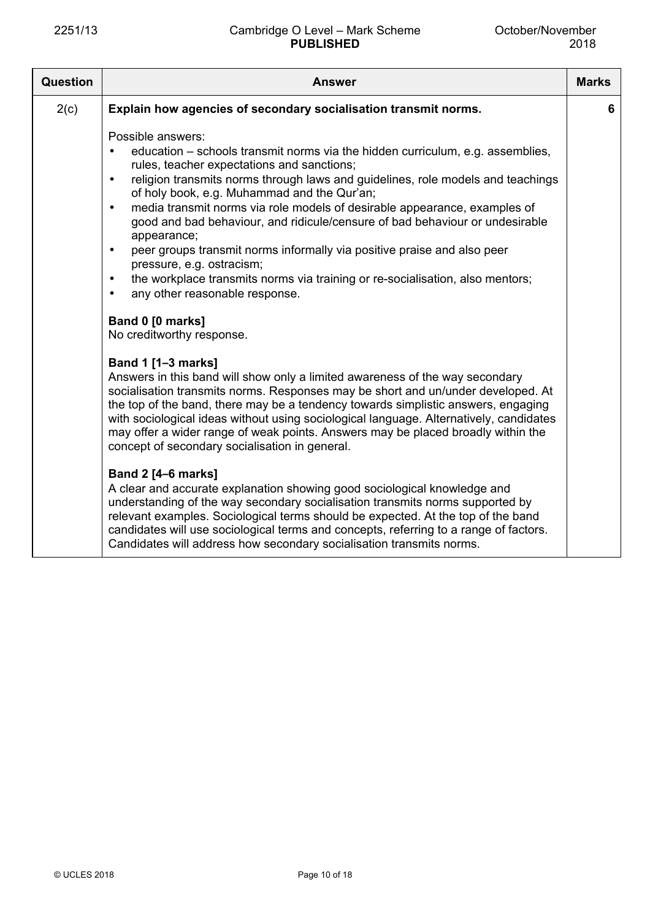| Question | Answer | Marks |
|---|---|---|
| 2(c) | **Explain how agencies of secondary socialisation transmit norms.**<br><br>Possible answers:<br>• education – schools transmit norms via the hidden curriculum, e.g. assemblies, rules, teacher expectations and sanctions;<br>• religion transmits norms through laws and guidelines, role models and teachings of holy book, e.g. Muhammad and the Qur'an;<br>• media transmit norms via role models of desirable appearance, examples of good and bad behaviour, and ridicule/censure of bad behaviour or undesirable appearance;<br>• peer groups transmit norms informally via positive praise and also peer pressure, e.g. ostracism;<br>• the workplace transmits norms via training or re-socialisation, also mentors;<br>• any other reasonable response.<br><br>**Band 0 [0 marks]**<br>No creditworthy response.<br><br>**Band 1 [1–3 marks]**<br>Answers in this band will show only a limited awareness of the way secondary socialisation transmits norms. Responses may be short and un/under developed. At the top of the band, there may be a tendency towards simplistic answers, engaging with sociological ideas without using sociological language. Alternatively, candidates may offer a wider range of weak points. Answers may be placed broadly within the concept of secondary socialisation in general.<br><br>**Band 2 [4–6 marks]**<br>A clear and accurate explanation showing good sociological knowledge and understanding of the way secondary socialisation transmits norms supported by relevant examples. Sociological terms should be expected. At the top of the band candidates will use sociological terms and concepts, referring to a range of factors. Candidates will address how secondary socialisation transmits norms. | 6 |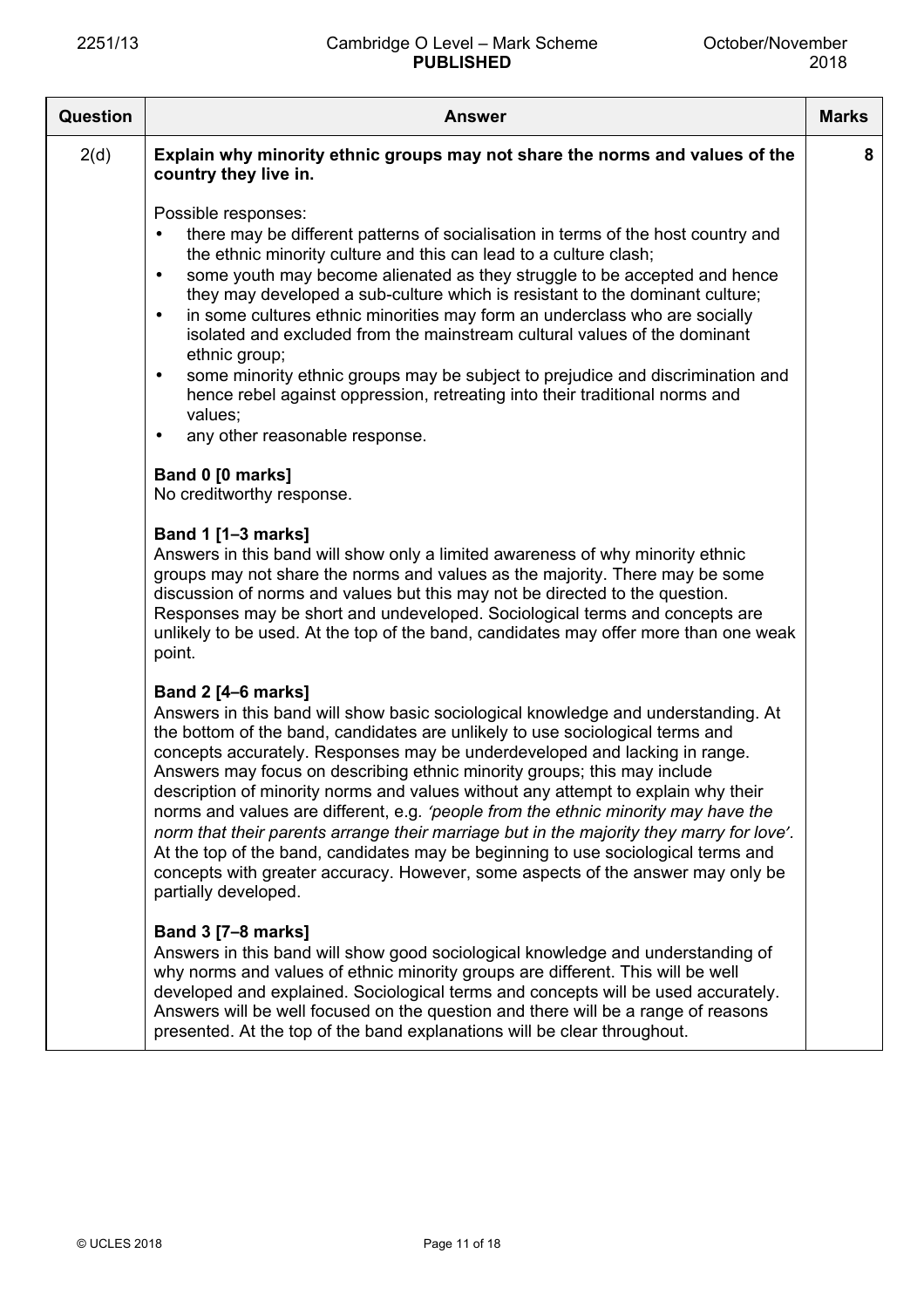| Question | Answer | Marks |
|---|---|---|
| 2(d) | **Explain why minority ethnic groups may not share the norms and values of the country they live in.**<br><br>Possible responses:<br>• there may be different patterns of socialisation in terms of the host country and the ethnic minority culture and this can lead to a culture clash;<br>• some youth may become alienated as they struggle to be accepted and hence they may developed a sub-culture which is resistant to the dominant culture;<br>• in some cultures ethnic minorities may form an underclass who are socially isolated and excluded from the mainstream cultural values of the dominant ethnic group;<br>• some minority ethnic groups may be subject to prejudice and discrimination and hence rebel against oppression, retreating into their traditional norms and values;<br>• any other reasonable response.<br><br>**Band 0 [0 marks]**<br>No creditworthy response.<br><br>**Band 1 [1–3 marks]**<br>Answers in this band will show only a limited awareness of why minority ethnic groups may not share the norms and values as the majority. There may be some discussion of norms and values but this may not be directed to the question. Responses may be short and undeveloped. Sociological terms and concepts are unlikely to be used. At the top of the band, candidates may offer more than one weak point.<br><br>**Band 2 [4–6 marks]**<br>Answers in this band will show basic sociological knowledge and understanding. At the bottom of the band, candidates are unlikely to use sociological terms and concepts accurately. Responses may be underdeveloped and lacking in range. Answers may focus on describing ethnic minority groups; this may include description of minority norms and values without any attempt to explain why their norms and values are different, e.g. *'people from the ethnic minority may have the norm that their parents arrange their marriage but in the majority they marry for love'*. At the top of the band, candidates may be beginning to use sociological terms and concepts with greater accuracy. However, some aspects of the answer may only be partially developed.<br><br>**Band 3 [7–8 marks]**<br>Answers in this band will show good sociological knowledge and understanding of why norms and values of ethnic minority groups are different. This will be well developed and explained. Sociological terms and concepts will be used accurately. Answers will be well focused on the question and there will be a range of reasons presented. At the top of the band explanations will be clear throughout. | 8 |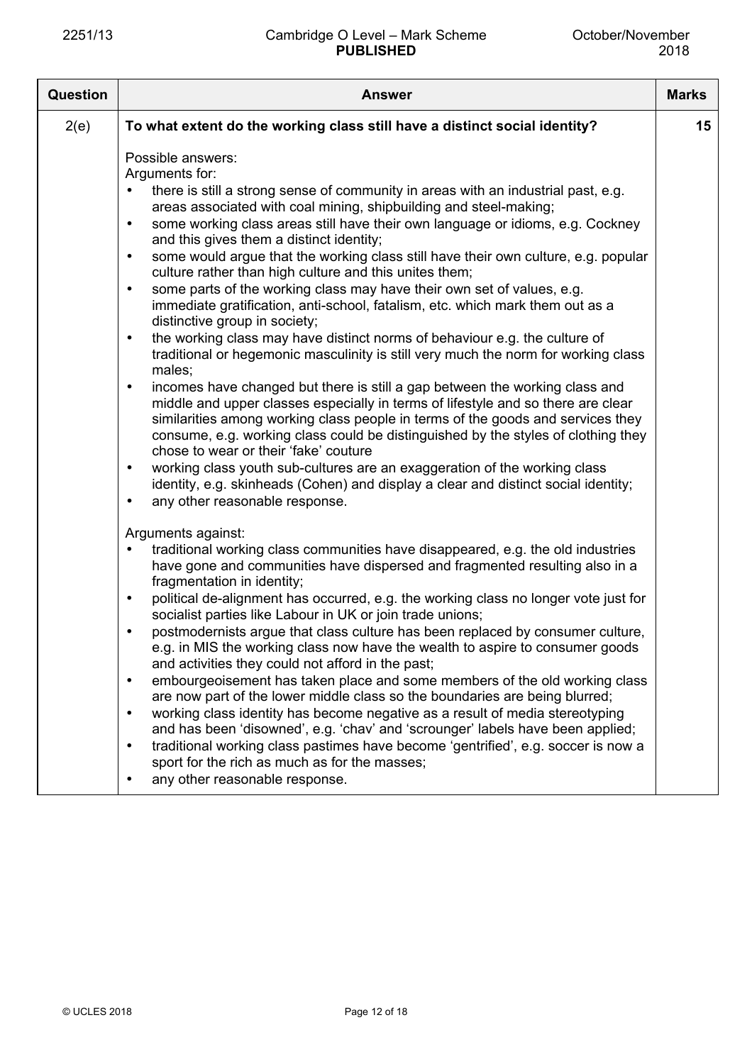| Question | Answer | Marks |
|---|---|---|
| 2(e) | **To what extent do the working class still have a distinct social identity?**<br><br>Possible answers:<br>Arguments for:<br>• there is still a strong sense of community in areas with an industrial past, e.g. areas associated with coal mining, shipbuilding and steel-making;<br>• some working class areas still have their own language or idioms, e.g. Cockney and this gives them a distinct identity;<br>• some would argue that the working class still have their own culture, e.g. popular culture rather than high culture and this unites them;<br>• some parts of the working class may have their own set of values, e.g. immediate gratification, anti-school, fatalism, etc. which mark them out as a distinctive group in society;<br>• the working class may have distinct norms of behaviour e.g. the culture of traditional or hegemonic masculinity is still very much the norm for working class males;<br>• incomes have changed but there is still a gap between the working class and middle and upper classes especially in terms of lifestyle and so there are clear similarities among working class people in terms of the goods and services they consume, e.g. working class could be distinguished by the styles of clothing they chose to wear or their 'fake' couture<br>• working class youth sub-cultures are an exaggeration of the working class identity, e.g. skinheads (Cohen) and display a clear and distinct social identity;<br>• any other reasonable response.<br><br>Arguments against:<br>• traditional working class communities have disappeared, e.g. the old industries have gone and communities have dispersed and fragmented resulting also in a fragmentation in identity;<br>• political de-alignment has occurred, e.g. the working class no longer vote just for socialist parties like Labour in UK or join trade unions;<br>• postmodernists argue that class culture has been replaced by consumer culture, e.g. in MIS the working class now have the wealth to aspire to consumer goods and activities they could not afford in the past;<br>• embourgeoisement has taken place and some members of the old working class are now part of the lower middle class so the boundaries are being blurred;<br>• working class identity has become negative as a result of media stereotyping and has been 'disowned', e.g. 'chav' and 'scrounger' labels have been applied;<br>• traditional working class pastimes have become 'gentrified', e.g. soccer is now a sport for the rich as much as for the masses;<br>• any other reasonable response. | 15 |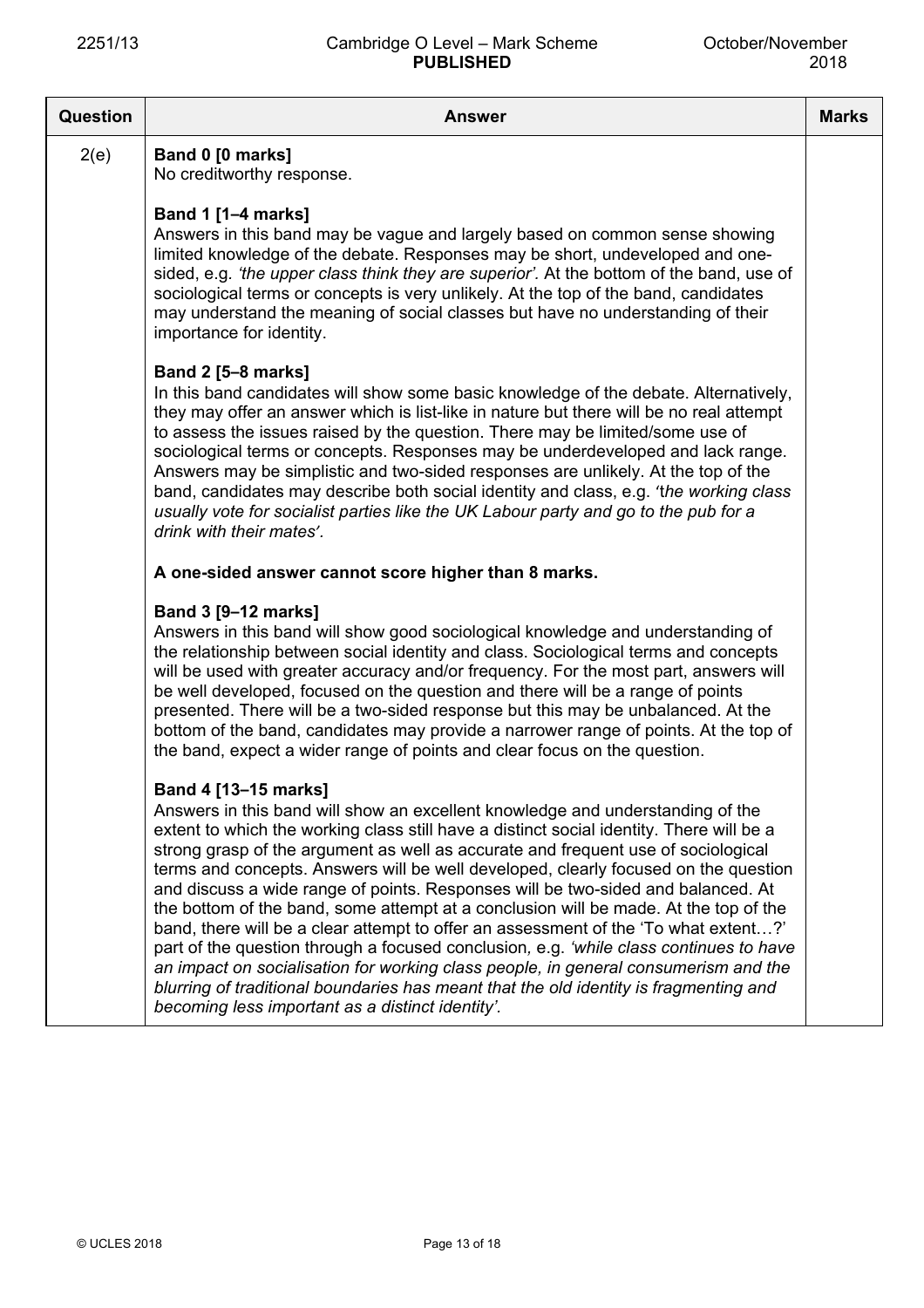| Question | Answer | Marks |
|---|---|---|
| 2(e) | **Band 0 [0 marks]**<br>No creditworthy response.<br><br>**Band 1 [1–4 marks]**<br>Answers in this band may be vague and largely based on common sense showing limited knowledge of the debate. Responses may be short, undeveloped and one-sided, e.g. *'the upper class think they are superior'.* At the bottom of the band, use of sociological terms or concepts is very unlikely. At the top of the band, candidates may understand the meaning of social classes but have no understanding of their importance for identity.<br><br>**Band 2 [5–8 marks]**<br>In this band candidates will show some basic knowledge of the debate. Alternatively, they may offer an answer which is list-like in nature but there will be no real attempt to assess the issues raised by the question. There may be limited/some use of sociological terms or concepts. Responses may be underdeveloped and lack range. Answers may be simplistic and two-sided responses are unlikely. At the top of the band, candidates may describe both social identity and class, e.g. *'the working class usually vote for socialist parties like the UK Labour party and go to the pub for a drink with their mates'*.<br><br>**A one-sided answer cannot score higher than 8 marks.**<br><br>**Band 3 [9–12 marks]**<br>Answers in this band will show good sociological knowledge and understanding of the relationship between social identity and class. Sociological terms and concepts will be used with greater accuracy and/or frequency. For the most part, answers will be well developed, focused on the question and there will be a range of points presented. There will be a two-sided response but this may be unbalanced. At the bottom of the band, candidates may provide a narrower range of points. At the top of the band, expect a wider range of points and clear focus on the question.<br><br>**Band 4 [13–15 marks]**<br>Answers in this band will show an excellent knowledge and understanding of the extent to which the working class still have a distinct social identity. There will be a strong grasp of the argument as well as accurate and frequent use of sociological terms and concepts. Answers will be well developed, clearly focused on the question and discuss a wide range of points. Responses will be two-sided and balanced. At the bottom of the band, some attempt at a conclusion will be made. At the top of the band, there will be a clear attempt to offer an assessment of the 'To what extent…?' part of the question through a focused conclusion, e.g. *'while class continues to have an impact on socialisation for working class people, in general consumerism and the blurring of traditional boundaries has meant that the old identity is fragmenting and becoming less important as a distinct identity'.* | |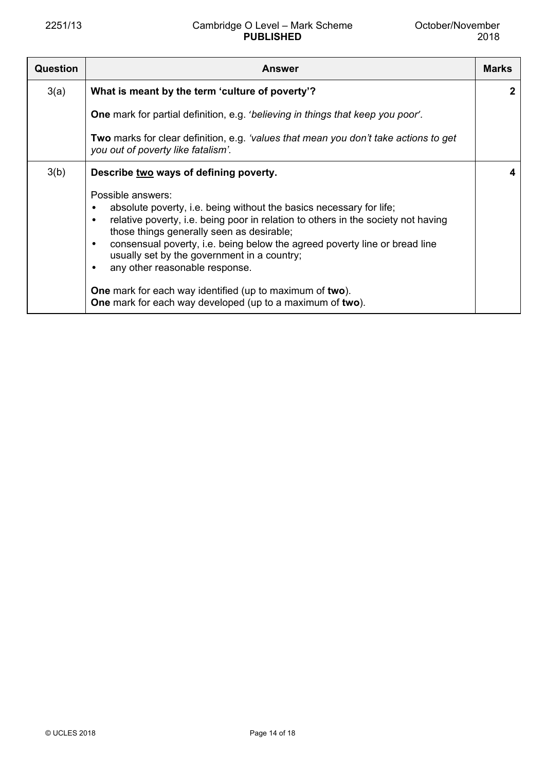| Question | Answer | Marks |
|---|---|---|
| 3(a) | **What is meant by the term 'culture of poverty'?**<br><br>**One** mark for partial definition, e.g. '*believing in things that keep you poor*'.<br><br>**Two** marks for clear definition, e.g. *'values that mean you don't take actions to get you out of poverty like fatalism'.* | **2** |
| 3(b) | **Describe <u>two</u> ways of defining poverty.**<br><br>Possible answers:<br>• absolute poverty, i.e. being without the basics necessary for life;<br>• relative poverty, i.e. being poor in relation to others in the society not having those things generally seen as desirable;<br>• consensual poverty, i.e. being below the agreed poverty line or bread line usually set by the government in a country;<br>• any other reasonable response.<br><br>**One** mark for each way identified (up to maximum of **two**).<br>**One** mark for each way developed (up to a maximum of **two**). | **4** |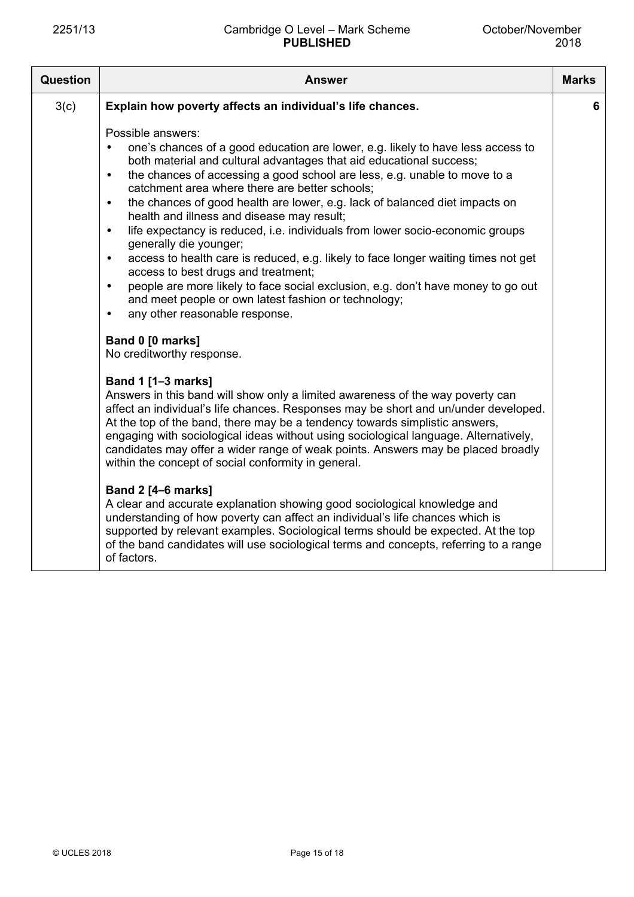| Question | Answer | Marks |
|---|---|---|
| 3(c) | **Explain how poverty affects an individual's life chances.**<br><br>Possible answers:<br>• one's chances of a good education are lower, e.g. likely to have less access to both material and cultural advantages that aid educational success;<br>• the chances of accessing a good school are less, e.g. unable to move to a catchment area where there are better schools;<br>• the chances of good health are lower, e.g. lack of balanced diet impacts on health and illness and disease may result;<br>• life expectancy is reduced, i.e. individuals from lower socio-economic groups generally die younger;<br>• access to health care is reduced, e.g. likely to face longer waiting times not get access to best drugs and treatment;<br>• people are more likely to face social exclusion, e.g. don't have money to go out and meet people or own latest fashion or technology;<br>• any other reasonable response.<br><br>**Band 0 [0 marks]**<br>No creditworthy response.<br><br>**Band 1 [1–3 marks]**<br>Answers in this band will show only a limited awareness of the way poverty can affect an individual's life chances. Responses may be short and un/under developed. At the top of the band, there may be a tendency towards simplistic answers, engaging with sociological ideas without using sociological language. Alternatively, candidates may offer a wider range of weak points. Answers may be placed broadly within the concept of social conformity in general.<br><br>**Band 2 [4–6 marks]**<br>A clear and accurate explanation showing good sociological knowledge and understanding of how poverty can affect an individual's life chances which is supported by relevant examples. Sociological terms should be expected. At the top of the band candidates will use sociological terms and concepts, referring to a range of factors. | 6 |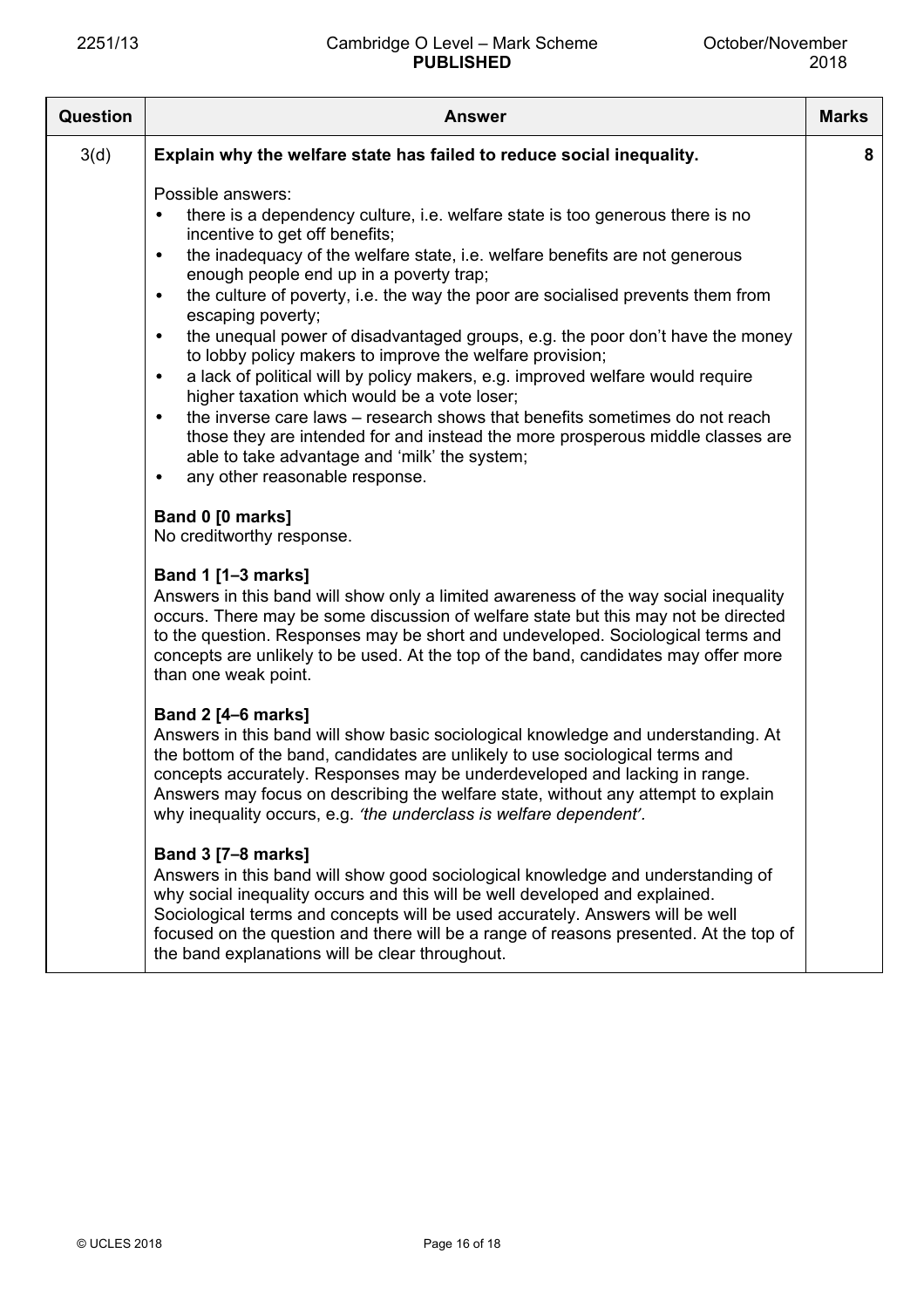| Question | Answer | Marks |
|---|---|---|
| 3(d) | **Explain why the welfare state has failed to reduce social inequality.**<br><br>Possible answers:<br>• there is a dependency culture, i.e. welfare state is too generous there is no incentive to get off benefits;<br>• the inadequacy of the welfare state, i.e. welfare benefits are not generous enough people end up in a poverty trap;<br>• the culture of poverty, i.e. the way the poor are socialised prevents them from escaping poverty;<br>• the unequal power of disadvantaged groups, e.g. the poor don't have the money to lobby policy makers to improve the welfare provision;<br>• a lack of political will by policy makers, e.g. improved welfare would require higher taxation which would be a vote loser;<br>• the inverse care laws – research shows that benefits sometimes do not reach those they are intended for and instead the more prosperous middle classes are able to take advantage and 'milk' the system;<br>• any other reasonable response.<br><br>**Band 0 [0 marks]**<br>No creditworthy response.<br><br>**Band 1 [1–3 marks]**<br>Answers in this band will show only a limited awareness of the way social inequality occurs. There may be some discussion of welfare state but this may not be directed to the question. Responses may be short and undeveloped. Sociological terms and concepts are unlikely to be used. At the top of the band, candidates may offer more than one weak point.<br><br>**Band 2 [4–6 marks]**<br>Answers in this band will show basic sociological knowledge and understanding. At the bottom of the band, candidates are unlikely to use sociological terms and concepts accurately. Responses may be underdeveloped and lacking in range. Answers may focus on describing the welfare state, without any attempt to explain why inequality occurs, e.g. *'the underclass is welfare dependent'.*<br><br>**Band 3 [7–8 marks]**<br>Answers in this band will show good sociological knowledge and understanding of why social inequality occurs and this will be well developed and explained. Sociological terms and concepts will be used accurately. Answers will be well focused on the question and there will be a range of reasons presented. At the top of the band explanations will be clear throughout. | 8 |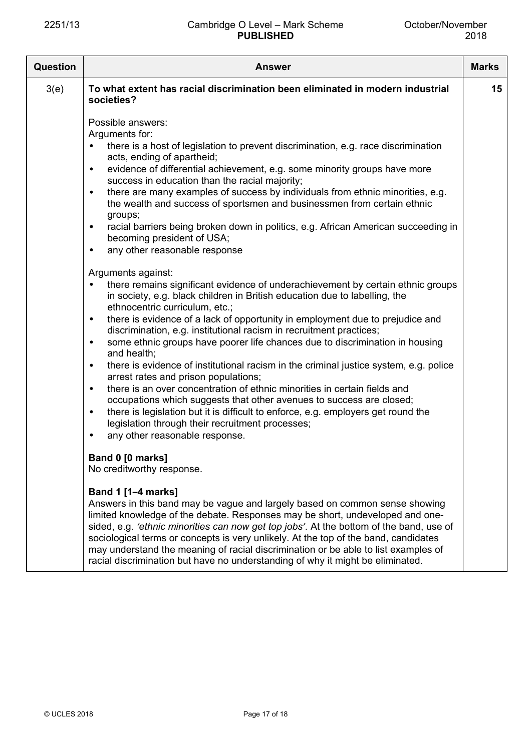| Question | Answer | Marks |
|---|---|---|
| 3(e) | **To what extent has racial discrimination been eliminated in modern industrial societies?**<br><br>Possible answers:<br>Arguments for:<br>• there is a host of legislation to prevent discrimination, e.g. race discrimination acts, ending of apartheid;<br>• evidence of differential achievement, e.g. some minority groups have more success in education than the racial majority;<br>• there are many examples of success by individuals from ethnic minorities, e.g. the wealth and success of sportsmen and businessmen from certain ethnic groups;<br>• racial barriers being broken down in politics, e.g. African American succeeding in becoming president of USA;<br>• any other reasonable response<br><br>Arguments against:<br>• there remains significant evidence of underachievement by certain ethnic groups in society, e.g. black children in British education due to labelling, the ethnocentric curriculum, etc.;<br>• there is evidence of a lack of opportunity in employment due to prejudice and discrimination, e.g. institutional racism in recruitment practices;<br>• some ethnic groups have poorer life chances due to discrimination in housing and health;<br>• there is evidence of institutional racism in the criminal justice system, e.g. police arrest rates and prison populations;<br>• there is an over concentration of ethnic minorities in certain fields and occupations which suggests that other avenues to success are closed;<br>• there is legislation but it is difficult to enforce, e.g. employers get round the legislation through their recruitment processes;<br>• any other reasonable response.<br><br>**Band 0 [0 marks]**<br>No creditworthy response.<br><br>**Band 1 [1–4 marks]**<br>Answers in this band may be vague and largely based on common sense showing limited knowledge of the debate. Responses may be short, undeveloped and one-sided, e.g. *'ethnic minorities can now get top jobs'*. At the bottom of the band, use of sociological terms or concepts is very unlikely. At the top of the band, candidates may understand the meaning of racial discrimination or be able to list examples of racial discrimination but have no understanding of why it might be eliminated. | 15 |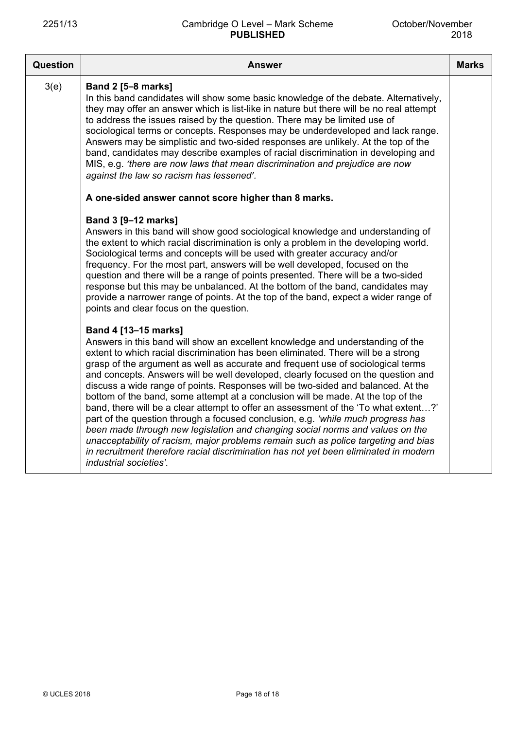| Question | Answer | Marks |
|---|---|---|
| 3(e) | **Band 2 [5–8 marks]**<br>In this band candidates will show some basic knowledge of the debate. Alternatively, they may offer an answer which is list-like in nature but there will be no real attempt to address the issues raised by the question. There may be limited use of sociological terms or concepts. Responses may be underdeveloped and lack range. Answers may be simplistic and two-sided responses are unlikely. At the top of the band, candidates may describe examples of racial discrimination in developing and MIS, e.g. *'there are now laws that mean discrimination and prejudice are now against the law so racism has lessened'*.<br><br>**A one-sided answer cannot score higher than 8 marks.**<br><br>**Band 3 [9–12 marks]**<br>Answers in this band will show good sociological knowledge and understanding of the extent to which racial discrimination is only a problem in the developing world. Sociological terms and concepts will be used with greater accuracy and/or frequency. For the most part, answers will be well developed, focused on the question and there will be a range of points presented. There will be a two-sided response but this may be unbalanced. At the bottom of the band, candidates may provide a narrower range of points. At the top of the band, expect a wider range of points and clear focus on the question.<br><br>**Band 4 [13–15 marks]**<br>Answers in this band will show an excellent knowledge and understanding of the extent to which racial discrimination has been eliminated. There will be a strong grasp of the argument as well as accurate and frequent use of sociological terms and concepts. Answers will be well developed, clearly focused on the question and discuss a wide range of points. Responses will be two-sided and balanced. At the bottom of the band, some attempt at a conclusion will be made. At the top of the band, there will be a clear attempt to offer an assessment of the 'To what extent…?' part of the question through a focused conclusion, e.g. *'while much progress has been made through new legislation and changing social norms and values on the unacceptability of racism, major problems remain such as police targeting and bias in recruitment therefore racial discrimination has not yet been eliminated in modern industrial societies'.* | |